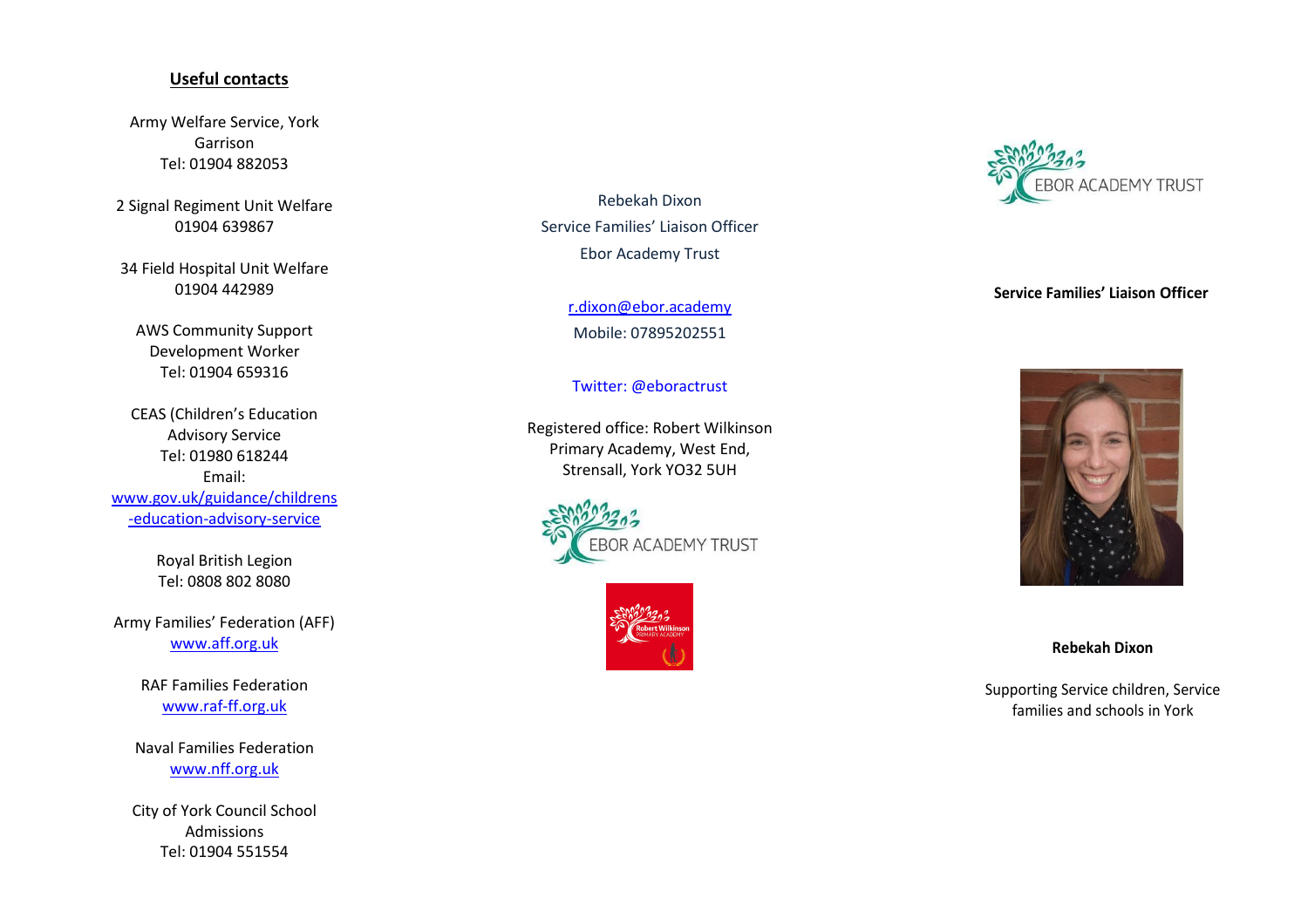## Useful contacts

Army Welfare Service, York Garrison
Tel: 01904 882053

2 Signal Regiment Unit Welfare
01904 639867

34 Field Hospital Unit Welfare
01904 442989

AWS Community Support Development Worker
Tel: 01904 659316

CEAS (Children's Education Advisory Service
Tel: 01980 618244
Email:
www.gov.uk/guidance/childrens-education-advisory-service

Royal British Legion
Tel: 0808 802 8080

Army Families' Federation (AFF)
www.aff.org.uk

RAF Families Federation
www.raf-ff.org.uk

Naval Families Federation
www.nff.org.uk

City of York Council School Admissions
Tel: 01904 551554

Rebekah Dixon
Service Families' Liaison Officer
Ebor Academy Trust

r.dixon@ebor.academy
Mobile: 07895202551

Twitter: @eboractrust

Registered office: Robert Wilkinson Primary Academy, West End, Strensall, York YO32 5UH

EBOR ACADEMY TRUST

Robert Wilkinson Primary Academy

EBOR ACADEMY TRUST

**Service Families' Liaison Officer**

**Rebekah Dixon**

Supporting Service children, Service families and schools in York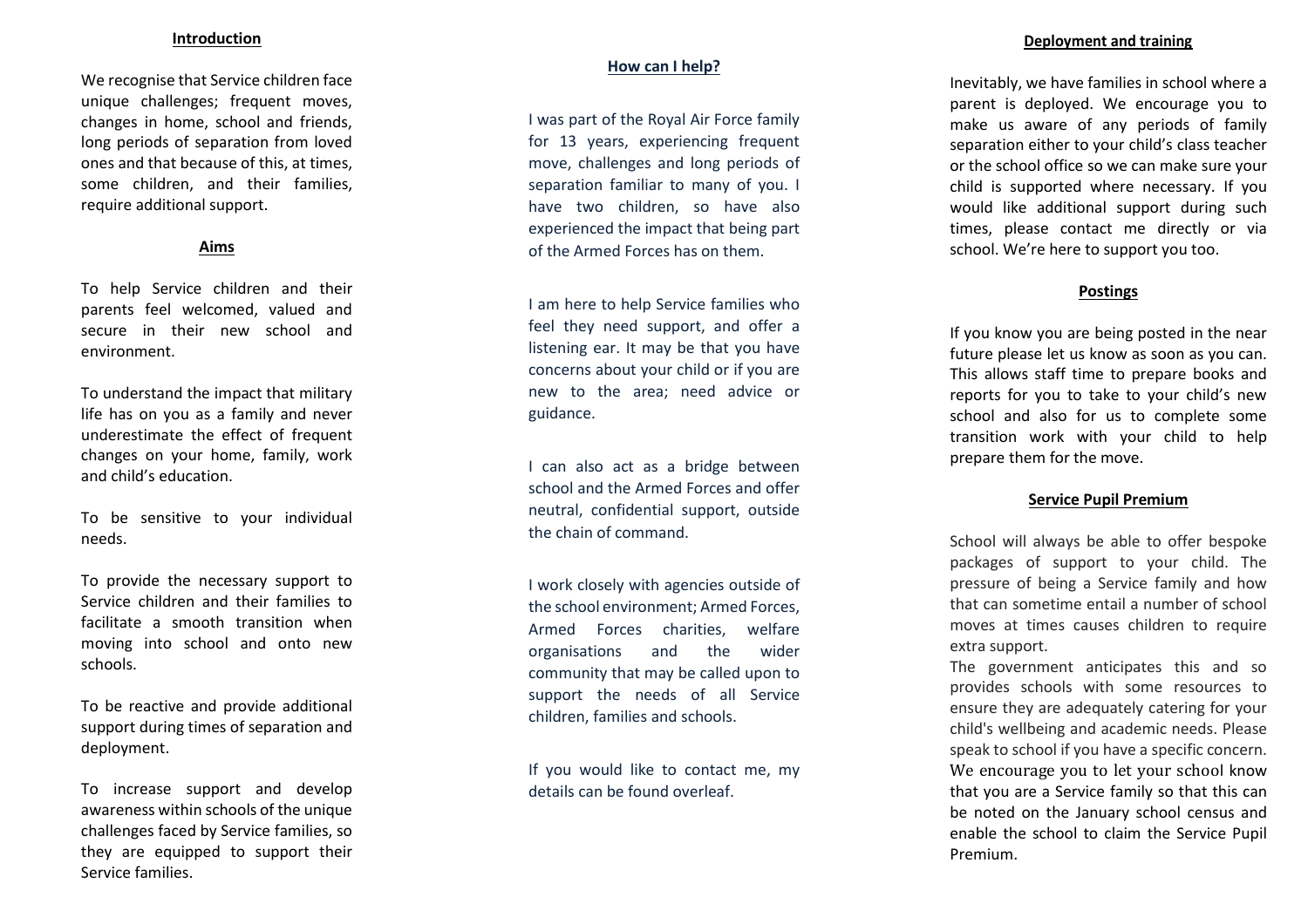## Introduction

We recognise that Service children face unique challenges; frequent moves, changes in home, school and friends, long periods of separation from loved ones and that because of this, at times, some children, and their families, require additional support.

## Aims

To help Service children and their parents feel welcomed, valued and secure in their new school and environment.

To understand the impact that military life has on you as a family and never underestimate the effect of frequent changes on your home, family, work and child's education.

To be sensitive to your individual needs.

To provide the necessary support to Service children and their families to facilitate a smooth transition when moving into school and onto new schools.

To be reactive and provide additional support during times of separation and deployment.

To increase support and develop awareness within schools of the unique challenges faced by Service families, so they are equipped to support their Service families.

## How can I help?

I was part of the Royal Air Force family for 13 years, experiencing frequent move, challenges and long periods of separation familiar to many of you. I have two children, so have also experienced the impact that being part of the Armed Forces has on them.

I am here to help Service families who feel they need support, and offer a listening ear. It may be that you have concerns about your child or if you are new to the area; need advice or guidance.

I can also act as a bridge between school and the Armed Forces and offer neutral, confidential support, outside the chain of command.

I work closely with agencies outside of the school environment; Armed Forces, Armed Forces charities, welfare organisations and the wider community that may be called upon to support the needs of all Service children, families and schools.

If you would like to contact me, my details can be found overleaf.

## Deployment and training

Inevitably, we have families in school where a parent is deployed. We encourage you to make us aware of any periods of family separation either to your child's class teacher or the school office so we can make sure your child is supported where necessary. If you would like additional support during such times, please contact me directly or via school. We're here to support you too.

## Postings

If you know you are being posted in the near future please let us know as soon as you can. This allows staff time to prepare books and reports for you to take to your child's new school and also for us to complete some transition work with your child to help prepare them for the move.

## Service Pupil Premium

School will always be able to offer bespoke packages of support to your child. The pressure of being a Service family and how that can sometime entail a number of school moves at times causes children to require extra support.

The government anticipates this and so provides schools with some resources to ensure they are adequately catering for your child's wellbeing and academic needs. Please speak to school if you have a specific concern. We encourage you to let your school know that you are a Service family so that this can be noted on the January school census and enable the school to claim the Service Pupil Premium.